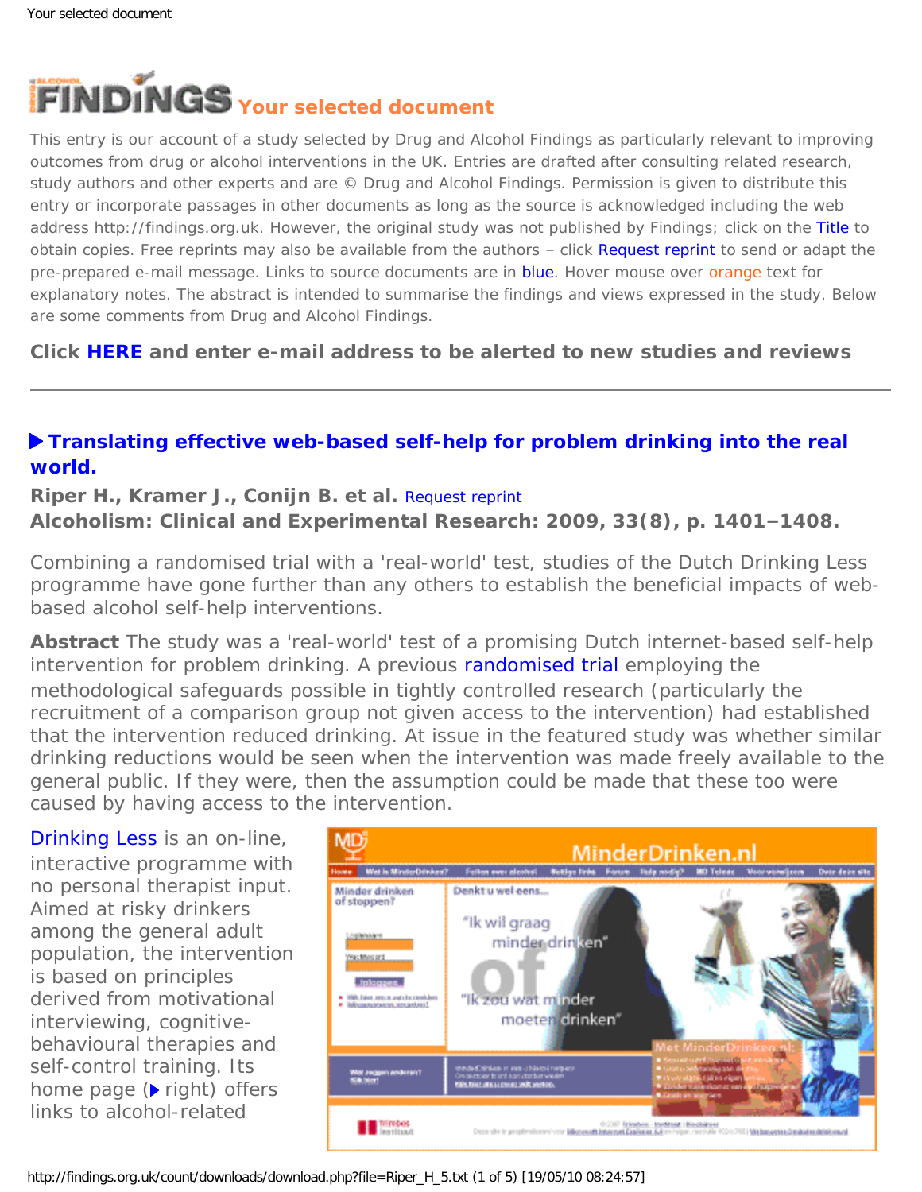# Your selected document

This entry is our account of a study selected by Drug and Alcohol Findings as particularly relevant to improving outcomes from drug or alcohol interventions in the UK. Entries are drafted after consulting related research, study authors and other experts and are © Drug and Alcohol Findings. Permission is given to distribute this entry or incorporate passages in other documents as long as the source is acknowledged including the web address http://findings.org.uk. However, the original study was not published by Findings; click on the Title to obtain copies. Free reprints may also be available from the authors – click Request reprint to send or adapt the pre-prepared e-mail message. Links to source documents are in blue. Hover mouse over orange text for explanatory notes. The abstract is intended to summarise the findings and views expressed in the study. Below are some comments from Drug and Alcohol Findings.

**Click HERE and enter e-mail address to be alerted to new studies and reviews**

---

## ▶ Translating effective web-based self-help for problem drinking into the real world.

**Riper H., Kramer J., Conijn B. et al.** Request reprint
**Alcoholism: Clinical and Experimental Research: 2009, 33(8), p. 1401–1408.**

Combining a randomised trial with a 'real-world' test, studies of the Dutch Drinking Less programme have gone further than any others to establish the beneficial impacts of web-based alcohol self-help interventions.

**Abstract** The study was a 'real-world' test of a promising Dutch internet-based self-help intervention for problem drinking. A previous randomised trial employing the methodological safeguards possible in tightly controlled research (particularly the recruitment of a comparison group not given access to the intervention) had established that the intervention reduced drinking. At issue in the featured study was whether similar drinking reductions would be seen when the intervention was made freely available to the general public. If they were, then the assumption could be made that these too were caused by having access to the intervention.

Drinking Less is an on-line, interactive programme with no personal therapist input. Aimed at risky drinkers among the general adult population, the intervention is based on principles derived from motivational interviewing, cognitive-behavioural therapies and self-control training. Its home page (▶ right) offers links to alcohol-related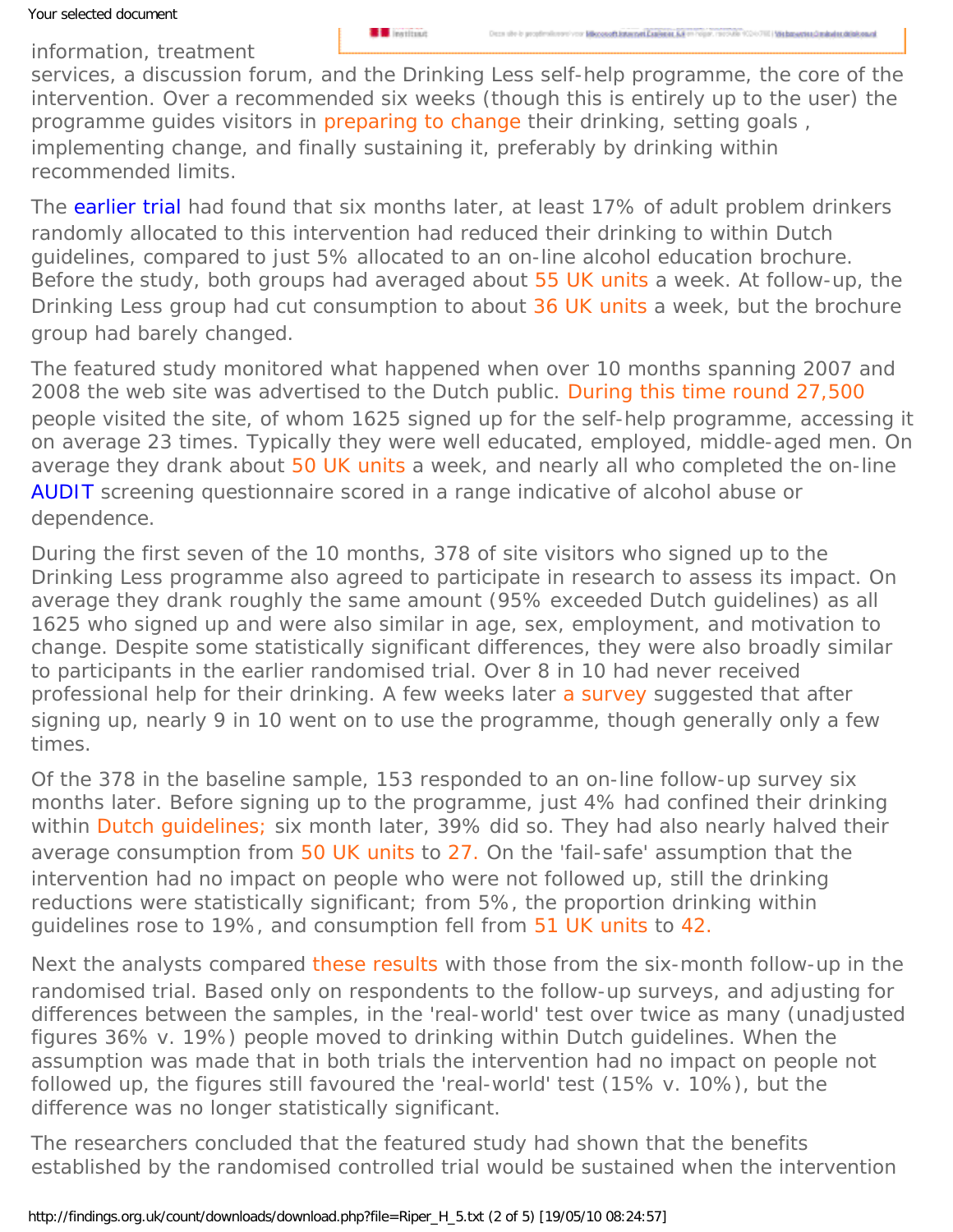information, treatment services, a discussion forum, and the Drinking Less self-help programme, the core of the intervention. Over a recommended six weeks (though this is entirely up to the user) the programme guides visitors in preparing to change their drinking, setting goals , implementing change, and finally sustaining it, preferably by drinking within recommended limits.

The earlier trial had found that six months later, at least 17% of adult problem drinkers randomly allocated to this intervention had reduced their drinking to within Dutch guidelines, compared to just 5% allocated to an on-line alcohol education brochure. Before the study, both groups had averaged about 55 UK units a week. At follow-up, the Drinking Less group had cut consumption to about 36 UK units a week, but the brochure group had barely changed.

The featured study monitored what happened when over 10 months spanning 2007 and 2008 the web site was advertised to the Dutch public. During this time round 27,500 people visited the site, of whom 1625 signed up for the self-help programme, accessing it on average 23 times. Typically they were well educated, employed, middle-aged men. On average they drank about 50 UK units a week, and nearly all who completed the on-line AUDIT screening questionnaire scored in a range indicative of alcohol abuse or dependence.

During the first seven of the 10 months, 378 of site visitors who signed up to the Drinking Less programme also agreed to participate in research to assess its impact. On average they drank roughly the same amount (95% exceeded Dutch guidelines) as all 1625 who signed up and were also similar in age, sex, employment, and motivation to change. Despite some statistically significant differences, they were also broadly similar to participants in the earlier randomised trial. Over 8 in 10 had never received professional help for their drinking. A few weeks later a survey suggested that after signing up, nearly 9 in 10 went on to use the programme, though generally only a few times.

Of the 378 in the baseline sample, 153 responded to an on-line follow-up survey six months later. Before signing up to the programme, just 4% had confined their drinking within Dutch guidelines; six month later, 39% did so. They had also nearly halved their average consumption from 50 UK units to 27. On the 'fail-safe' assumption that the intervention had no impact on people who were not followed up, still the drinking reductions were statistically significant; from 5%, the proportion drinking within guidelines rose to 19%, and consumption fell from 51 UK units to 42.

Next the analysts compared these results with those from the six-month follow-up in the randomised trial. Based only on respondents to the follow-up surveys, and adjusting for differences between the samples, in the 'real-world' test over twice as many (unadjusted figures 36% v. 19%) people moved to drinking within Dutch guidelines. When the assumption was made that in both trials the intervention had no impact on people not followed up, the figures still favoured the 'real-world' test (15% v. 10%), but the difference was no longer statistically significant.

The researchers concluded that the featured study had shown that the benefits established by the randomised controlled trial would be sustained when the intervention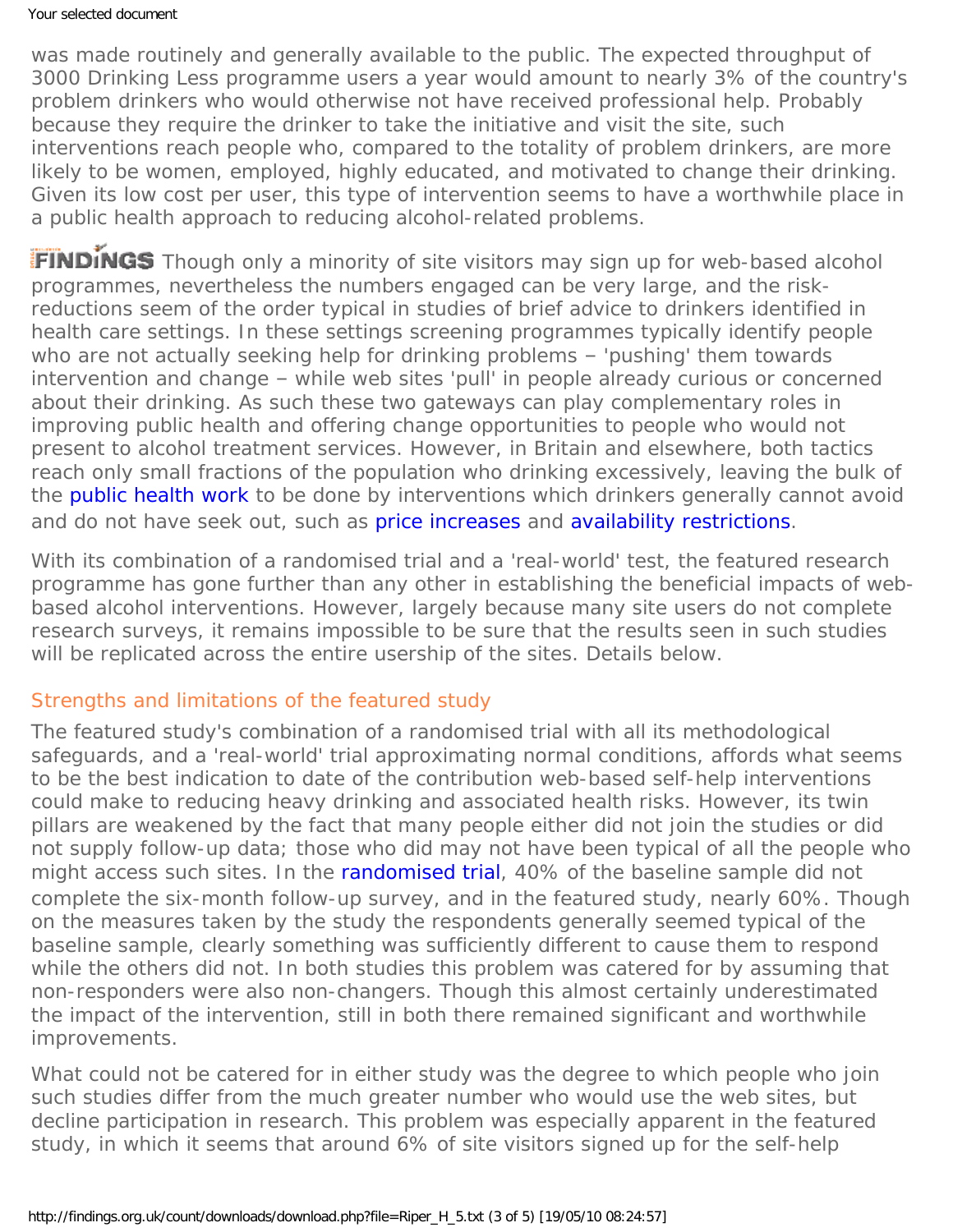was made routinely and generally available to the public. The expected throughput of 3000 Drinking Less programme users a year would amount to nearly 3% of the country's problem drinkers who would otherwise not have received professional help. Probably because they require the drinker to take the initiative and visit the site, such interventions reach people who, compared to the totality of problem drinkers, are more likely to be women, employed, highly educated, and motivated to change their drinking. Given its low cost per user, this type of intervention seems to have a worthwhile place in a public health approach to reducing alcohol-related problems.

**FINDINGS** Though only a minority of site visitors may sign up for web-based alcohol programmes, nevertheless the numbers engaged can be very large, and the risk-reductions seem of the order typical in studies of brief advice to drinkers identified in health care settings. In these settings screening programmes typically identify people who are not actually seeking help for drinking problems – 'pushing' them towards intervention and change – while web sites 'pull' in people already curious or concerned about their drinking. As such these two gateways can play complementary roles in improving public health and offering change opportunities to people who would not present to alcohol treatment services. However, in Britain and elsewhere, both tactics reach only small fractions of the population who drinking excessively, leaving the bulk of the public health work to be done by interventions which drinkers generally cannot avoid and do not have seek out, such as price increases and availability restrictions.

With its combination of a randomised trial and a 'real-world' test, the featured research programme has gone further than any other in establishing the beneficial impacts of web-based alcohol interventions. However, largely because many site users do not complete research surveys, it remains impossible to be sure that the results seen in such studies will be replicated across the entire usership of the sites. Details below.

## Strengths and limitations of the featured study

The featured study's combination of a randomised trial with all its methodological safeguards, and a 'real-world' trial approximating normal conditions, affords what seems to be the best indication to date of the contribution web-based self-help interventions could make to reducing heavy drinking and associated health risks. However, its twin pillars are weakened by the fact that many people either did not join the studies or did not supply follow-up data; those who did may not have been typical of all the people who might access such sites. In the randomised trial, 40% of the baseline sample did not complete the six-month follow-up survey, and in the featured study, nearly 60%. Though on the measures taken by the study the respondents generally seemed typical of the baseline sample, clearly something was sufficiently different to cause them to respond while the others did not. In both studies this problem was catered for by assuming that non-responders were also non-changers. Though this almost certainly underestimated the impact of the intervention, still in both there remained significant and worthwhile improvements.

What could not be catered for in either study was the degree to which people who join such studies differ from the much greater number who would use the web sites, but decline participation in research. This problem was especially apparent in the featured study, in which it seems that around 6% of site visitors signed up for the self-help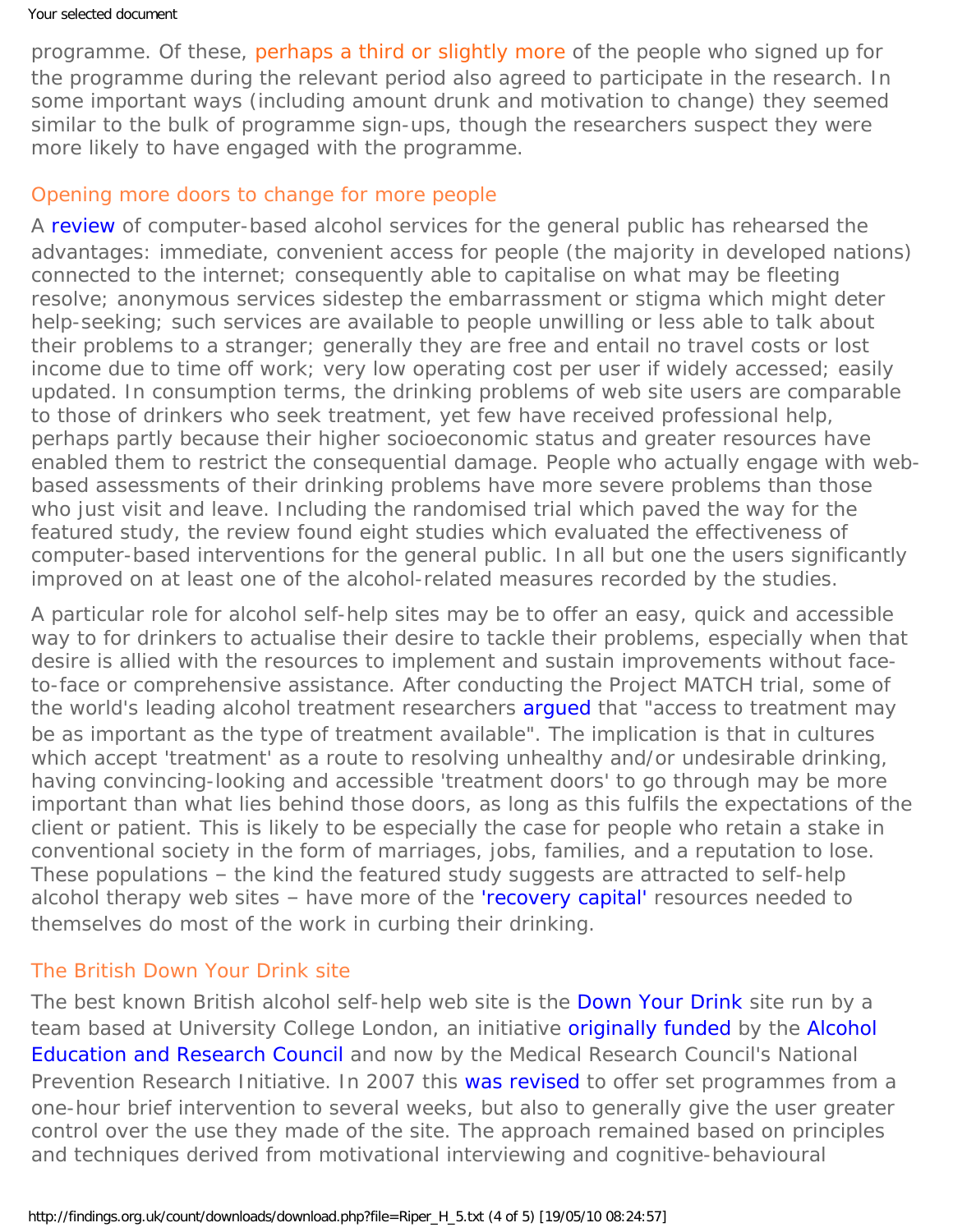programme. Of these, perhaps a third or slightly more of the people who signed up for the programme during the relevant period also agreed to participate in the research. In some important ways (including amount drunk and motivation to change) they seemed similar to the bulk of programme sign-ups, though the researchers suspect they were more likely to have engaged with the programme.

## Opening more doors to change for more people

A review of computer-based alcohol services for the general public has rehearsed the advantages: immediate, convenient access for people (the majority in developed nations) connected to the internet; consequently able to capitalise on what may be fleeting resolve; anonymous services sidestep the embarrassment or stigma which might deter help-seeking; such services are available to people unwilling or less able to talk about their problems to a stranger; generally they are free and entail no travel costs or lost income due to time off work; very low operating cost per user if widely accessed; easily updated. In consumption terms, the drinking problems of web site users are comparable to those of drinkers who seek treatment, yet few have received professional help, perhaps partly because their higher socioeconomic status and greater resources have enabled them to restrict the consequential damage. People who actually engage with web-based assessments of their drinking problems have more severe problems than those who just visit and leave. Including the randomised trial which paved the way for the featured study, the review found eight studies which evaluated the effectiveness of computer-based interventions for the general public. In all but one the users significantly improved on at least one of the alcohol-related measures recorded by the studies.

A particular role for alcohol self-help sites may be to offer an easy, quick and accessible way to for drinkers to actualise their desire to tackle their problems, especially when that desire is allied with the resources to implement and sustain improvements without face-to-face or comprehensive assistance. After conducting the Project MATCH trial, some of the world's leading alcohol treatment researchers argued that "access to treatment may be as important as the type of treatment available". The implication is that in cultures which accept 'treatment' as a route to resolving unhealthy and/or undesirable drinking, having convincing-looking and accessible 'treatment doors' to go through may be more important than what lies behind those doors, as long as this fulfils the expectations of the client or patient. This is likely to be especially the case for people who retain a stake in conventional society in the form of marriages, jobs, families, and a reputation to lose. These populations – the kind the featured study suggests are attracted to self-help alcohol therapy web sites – have more of the 'recovery capital' resources needed to themselves do most of the work in curbing their drinking.

## The British Down Your Drink site

The best known British alcohol self-help web site is the Down Your Drink site run by a team based at University College London, an initiative originally funded by the Alcohol Education and Research Council and now by the Medical Research Council's National Prevention Research Initiative. In 2007 this was revised to offer set programmes from a one-hour brief intervention to several weeks, but also to generally give the user greater control over the use they made of the site. The approach remained based on principles and techniques derived from motivational interviewing and cognitive-behavioural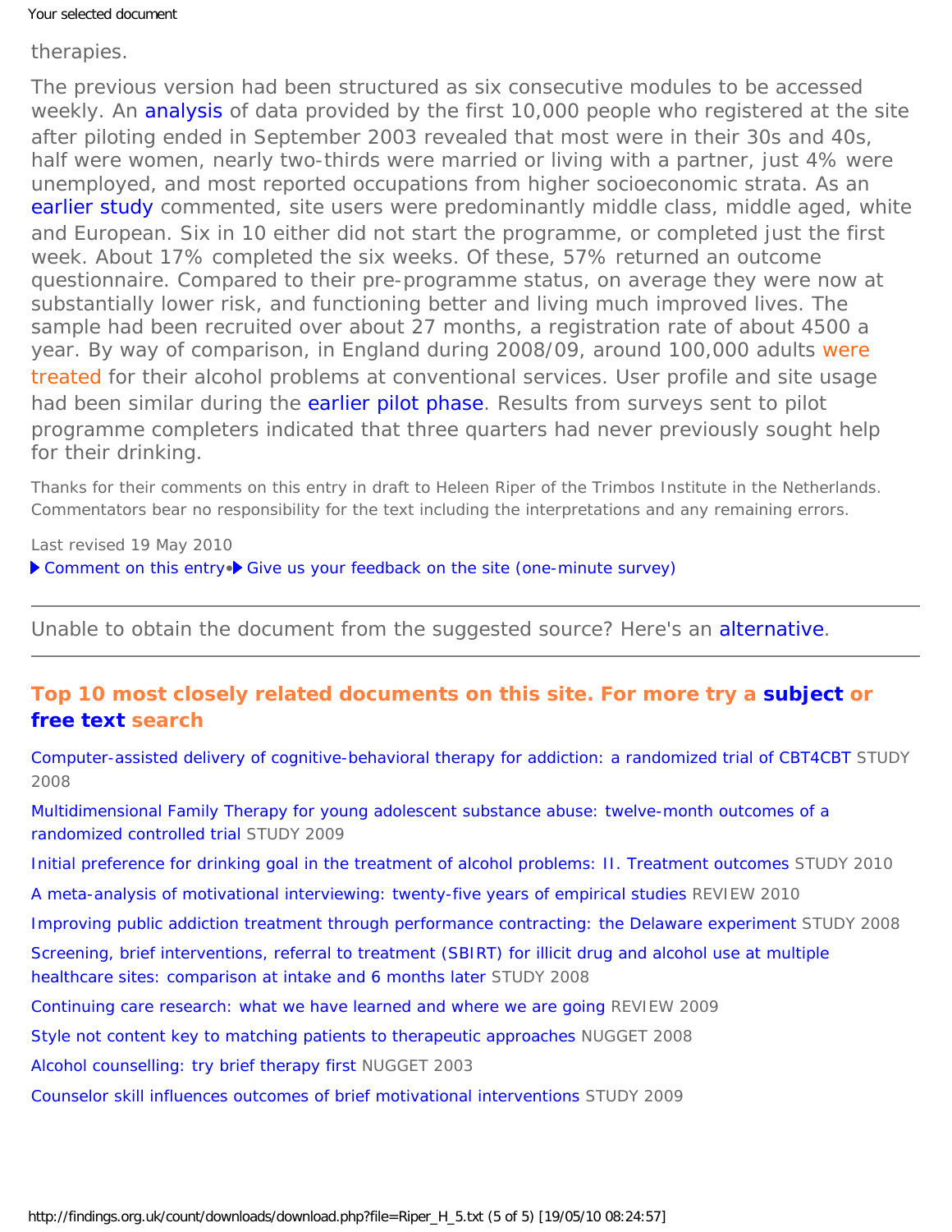therapies.

The previous version had been structured as six consecutive modules to be accessed weekly. An analysis of data provided by the first 10,000 people who registered at the site after piloting ended in September 2003 revealed that most were in their 30s and 40s, half were women, nearly two-thirds were married or living with a partner, just 4% were unemployed, and most reported occupations from higher socioeconomic strata. As an earlier study commented, site users were predominantly middle class, middle aged, white and European. Six in 10 either did not start the programme, or completed just the first week. About 17% completed the six weeks. Of these, 57% returned an outcome questionnaire. Compared to their pre-programme status, on average they were now at substantially lower risk, and functioning better and living much improved lives. The sample had been recruited over about 27 months, a registration rate of about 4500 a year. By way of comparison, in England during 2008/09, around 100,000 adults were treated for their alcohol problems at conventional services. User profile and site usage had been similar during the earlier pilot phase. Results from surveys sent to pilot programme completers indicated that three quarters had never previously sought help for their drinking.

Thanks for their comments on this entry in draft to Heleen Riper of the Trimbos Institute in the Netherlands. Commentators bear no responsibility for the text including the interpretations and any remaining errors.

Last revised 19 May 2010

▶ Comment on this entry•▶ Give us your feedback on the site (one-minute survey)

---

Unable to obtain the document from the suggested source? Here's an alternative.

---

## Top 10 most closely related documents on this site. For more try a subject or free text search

Computer-assisted delivery of cognitive-behavioral therapy for addiction: a randomized trial of CBT4CBT STUDY 2008

Multidimensional Family Therapy for young adolescent substance abuse: twelve-month outcomes of a randomized controlled trial STUDY 2009

Initial preference for drinking goal in the treatment of alcohol problems: II. Treatment outcomes STUDY 2010

A meta-analysis of motivational interviewing: twenty-five years of empirical studies REVIEW 2010

Improving public addiction treatment through performance contracting: the Delaware experiment STUDY 2008

Screening, brief interventions, referral to treatment (SBIRT) for illicit drug and alcohol use at multiple healthcare sites: comparison at intake and 6 months later STUDY 2008

Continuing care research: what we have learned and where we are going REVIEW 2009

Style not content key to matching patients to therapeutic approaches NUGGET 2008

Alcohol counselling: try brief therapy first NUGGET 2003

Counselor skill influences outcomes of brief motivational interventions STUDY 2009